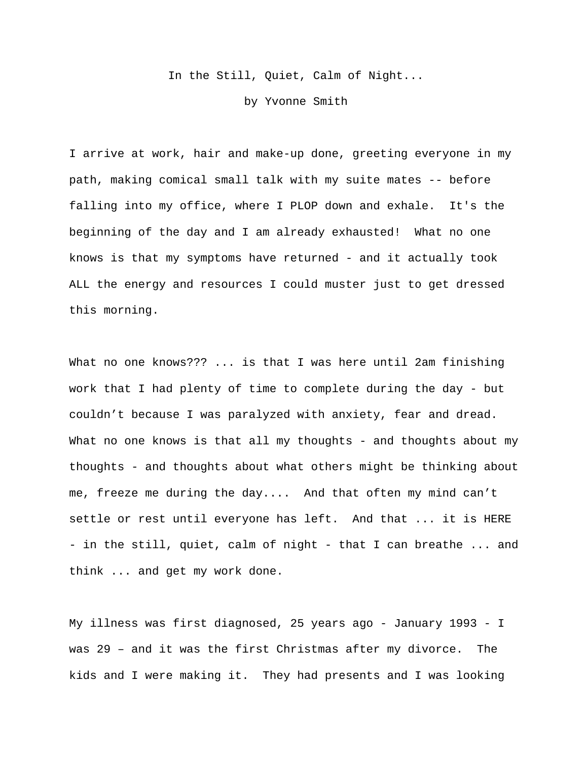# In the Still, Quiet, Calm of Night...

by Yvonne Smith

I arrive at work, hair and make-up done, greeting everyone in my path, making comical small talk with my suite mates -- before falling into my office, where I PLOP down and exhale. It's the beginning of the day and I am already exhausted! What no one knows is that my symptoms have returned - and it actually took ALL the energy and resources I could muster just to get dressed this morning.

What no one knows??? ... is that I was here until 2am finishing work that I had plenty of time to complete during the day - but couldn't because I was paralyzed with anxiety, fear and dread. What no one knows is that all my thoughts - and thoughts about my thoughts - and thoughts about what others might be thinking about me, freeze me during the day.... And that often my mind can't settle or rest until everyone has left. And that ... it is HERE - in the still, quiet, calm of night - that I can breathe ... and think ... and get my work done.

My illness was first diagnosed, 25 years ago - January 1993 - I was 29 – and it was the first Christmas after my divorce. The kids and I were making it. They had presents and I was looking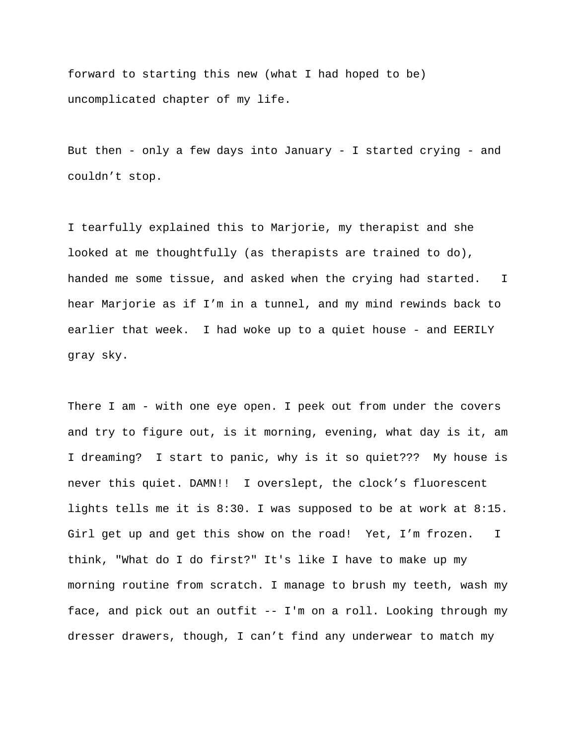forward to starting this new (what I had hoped to be) uncomplicated chapter of my life.

But then - only a few days into January - I started crying - and couldn't stop.

I tearfully explained this to Marjorie, my therapist and she looked at me thoughtfully (as therapists are trained to do), handed me some tissue, and asked when the crying had started. I hear Marjorie as if I'm in a tunnel, and my mind rewinds back to earlier that week. I had woke up to a quiet house - and EERILY gray sky.

There I am - with one eye open. I peek out from under the covers and try to figure out, is it morning, evening, what day is it, am I dreaming? I start to panic, why is it so quiet??? My house is never this quiet. DAMN!! I overslept, the clock's fluorescent lights tells me it is 8:30. I was supposed to be at work at 8:15. Girl get up and get this show on the road! Yet, I'm frozen. I think, "What do I do first?" It's like I have to make up my morning routine from scratch. I manage to brush my teeth, wash my face, and pick out an outfit -- I'm on a roll. Looking through my dresser drawers, though, I can't find any underwear to match my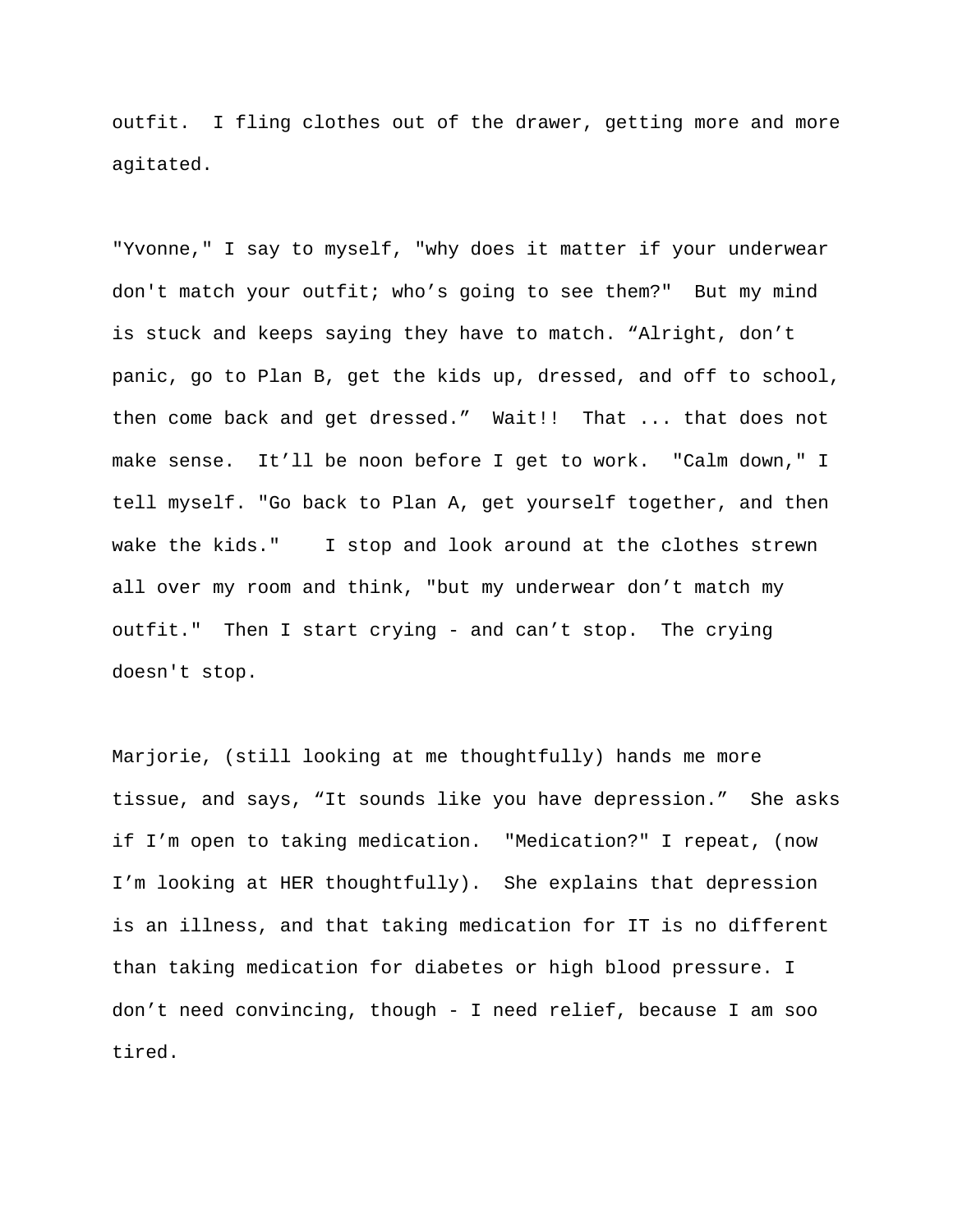outfit. I fling clothes out of the drawer, getting more and more agitated.

"Yvonne," I say to myself, "why does it matter if your underwear don't match your outfit; who's going to see them?" But my mind is stuck and keeps saying they have to match. "Alright, don't panic, go to Plan B, get the kids up, dressed, and off to school, then come back and get dressed." Wait!! That ... that does not make sense. It'll be noon before I get to work. "Calm down," I tell myself. "Go back to Plan A, get yourself together, and then wake the kids." I stop and look around at the clothes strewn all over my room and think, "but my underwear don't match my outfit." Then I start crying - and can't stop. The crying doesn't stop.

Marjorie, (still looking at me thoughtfully) hands me more tissue, and says, "It sounds like you have depression." She asks if I'm open to taking medication. "Medication?" I repeat, (now I'm looking at HER thoughtfully). She explains that depression is an illness, and that taking medication for IT is no different than taking medication for diabetes or high blood pressure. I don't need convincing, though - I need relief, because I am soo tired.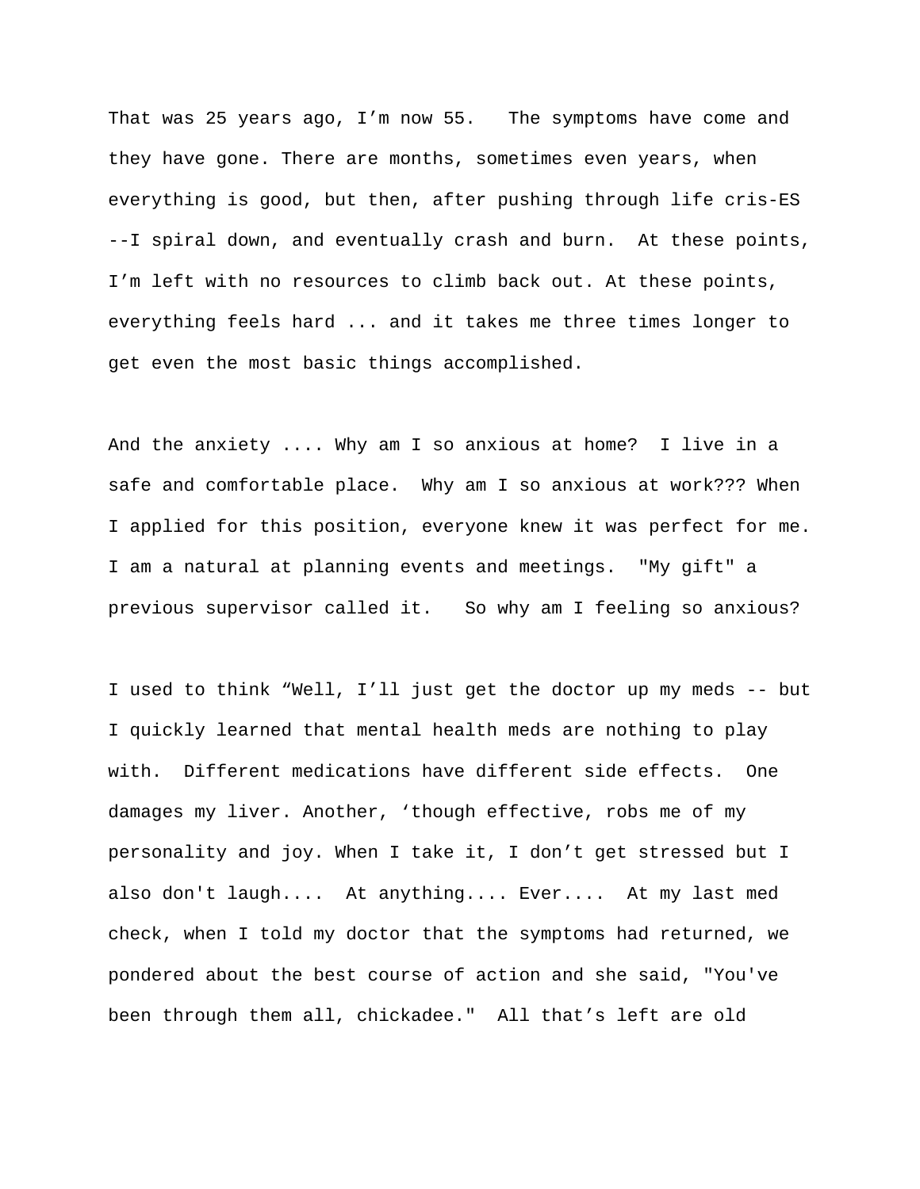That was 25 years ago, I'm now 55.   The symptoms have come and they have gone. There are months, sometimes even years, when everything is good, but then, after pushing through life cris-ES --I spiral down, and eventually crash and burn.  At these points, I'm left with no resources to climb back out. At these points, everything feels hard ... and it takes me three times longer to get even the most basic things accomplished.

And the anxiety .... Why am I so anxious at home?  I live in a safe and comfortable place.  Why am I so anxious at work??? When I applied for this position, everyone knew it was perfect for me. I am a natural at planning events and meetings.  "My gift" a previous supervisor called it.   So why am I feeling so anxious?

I used to think "Well, I'll just get the doctor up my meds -- but I quickly learned that mental health meds are nothing to play with.  Different medications have different side effects.  One damages my liver. Another, 'though effective, robs me of my personality and joy. When I take it, I don't get stressed but I also don't laugh....  At anything.... Ever....  At my last med check, when I told my doctor that the symptoms had returned, we pondered about the best course of action and she said, "You've been through them all, chickadee."  All that's left are old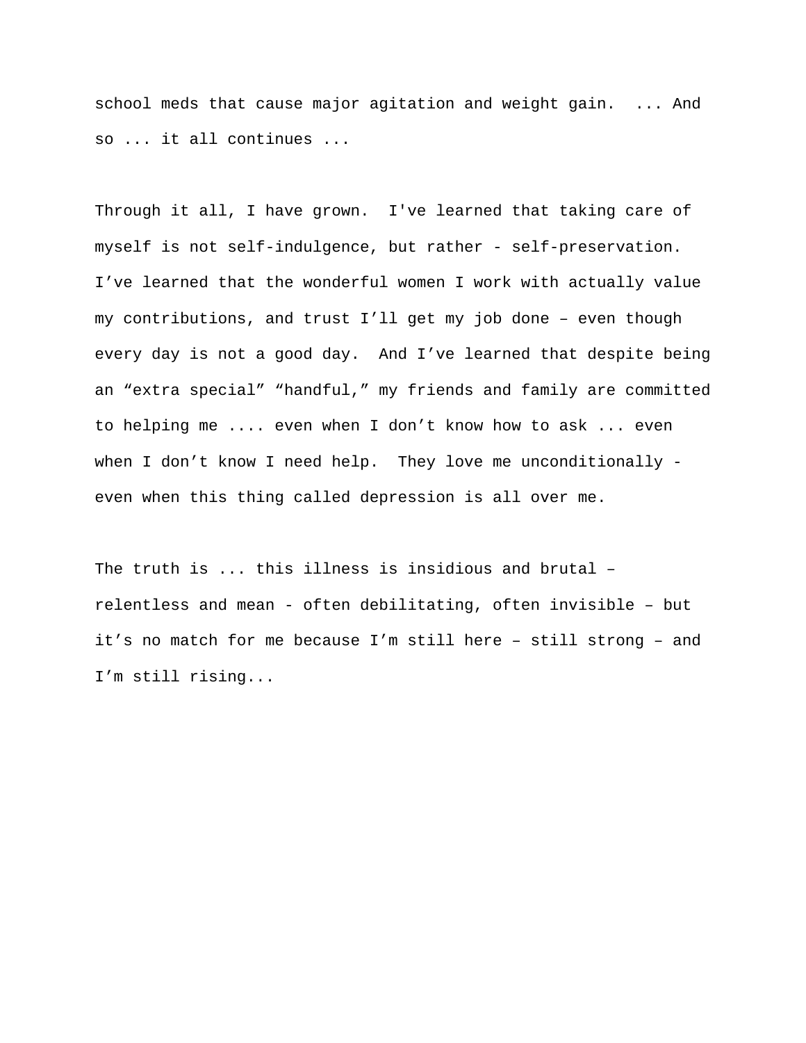school meds that cause major agitation and weight gain.  ... And so ... it all continues ...

Through it all, I have grown.  I've learned that taking care of myself is not self-indulgence, but rather - self-preservation. I’ve learned that the wonderful women I work with actually value my contributions, and trust I’ll get my job done – even though every day is not a good day.  And I’ve learned that despite being an “extra special” “handful,” my friends and family are committed to helping me .... even when I don’t know how to ask ... even when I don’t know I need help.  They love me unconditionally - even when this thing called depression is all over me.

The truth is ... this illness is insidious and brutal – relentless and mean - often debilitating, often invisible – but it’s no match for me because I’m still here – still strong – and I’m still rising...